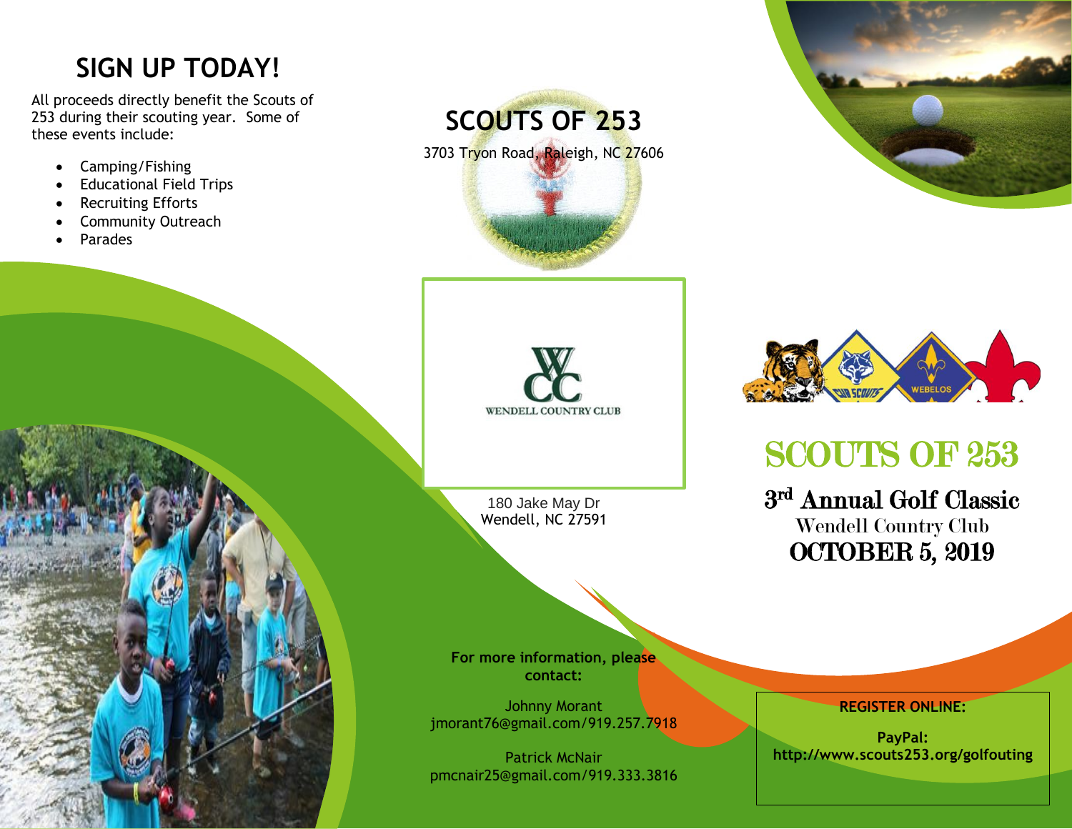# SIGN UP TODAY!

All proceeds directly benefit the Scouts of 253 during their scouting year. Some of these events include:

- Camping/Fishing
- Educational Field Trips
- Recruiting Efforts
- Community Outreach
- Parades

## SCOUTS OF 253

3703 Tryon Road, Raleigh, NC 27606

WENDELL COUNTRY CLUB

180 Jake May Dr
Wendell, NC 27591

**For more information, please contact:**

Johnny Morant
jmorant76@gmail.com/919.257.7918

Patrick McNair
pmcnair25@gmail.com/919.333.3816

# SCOUTS OF 253

## 3rd Annual Golf Classic

Wendell Country Club

**OCTOBER 5, 2019**

**REGISTER ONLINE:**

**PayPal:**
**http://www.scouts253.org/golfouting**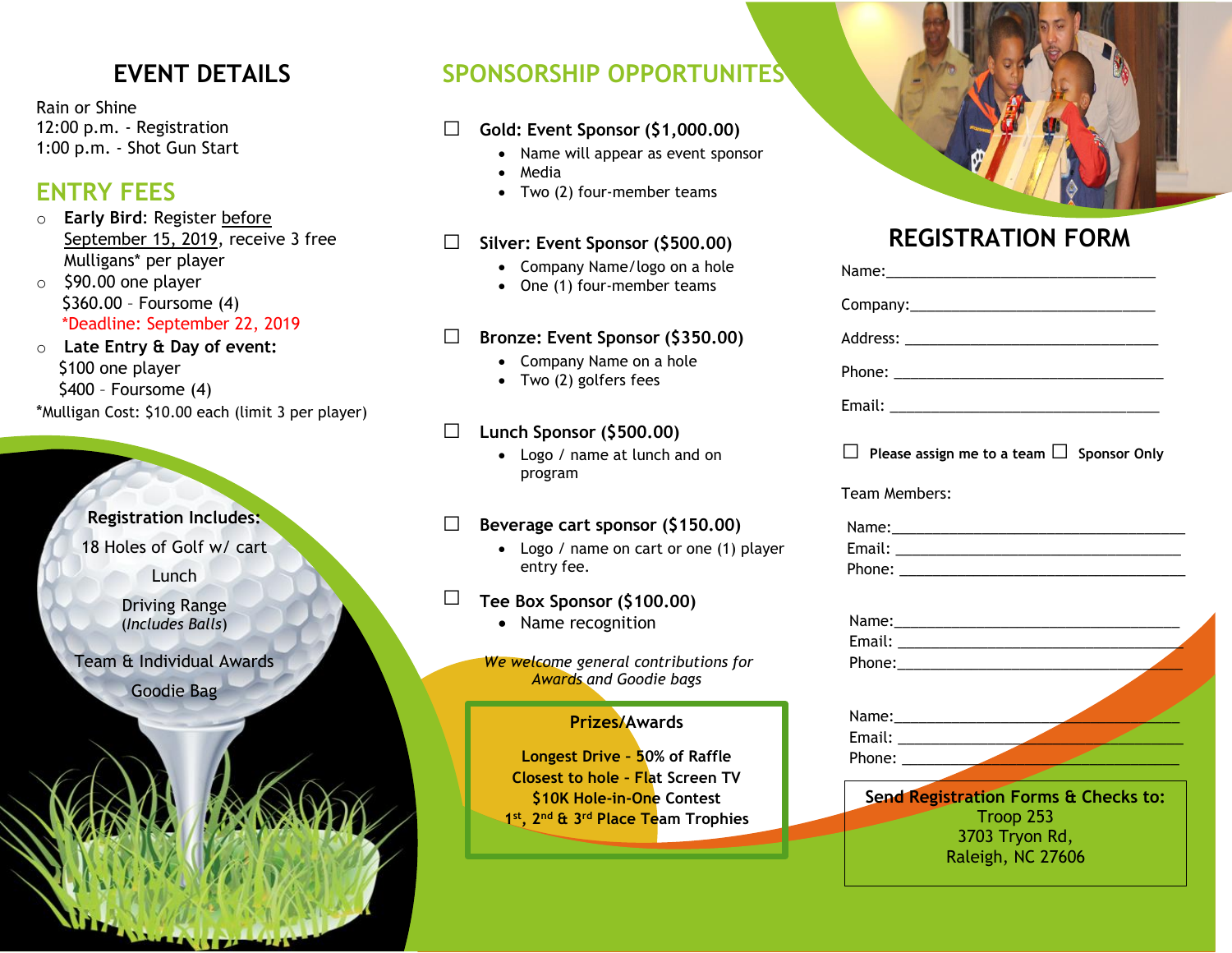## EVENT DETAILS

Rain or Shine
12:00 p.m. - Registration
1:00 p.m. - Shot Gun Start

## ENTRY FEES

- **Early Bird**: Register before September 15, 2019, receive 3 free Mulligans* per player
- $90.00 one player
  $360.00 – Foursome (4)
  *Deadline: September 22, 2019
- **Late Entry & Day of event:**
  $100 one player
  $400 – Foursome (4)

*Mulligan Cost: $10.00 each (limit 3 per player)

**Registration Includes:**

18 Holes of Golf w/ cart

Lunch

Driving Range
*(Includes Balls)*

Team & Individual Awards

Goodie Bag

## SPONSORSHIP OPPORTUNITES

☐ **Gold: Event Sponsor ($1,000.00)**
- Name will appear as event sponsor
- Media
- Two (2) four-member teams

☐ **Silver: Event Sponsor ($500.00)**
- Company Name/logo on a hole
- One (1) four-member teams

☐ **Bronze: Event Sponsor ($350.00)**
- Company Name on a hole
- Two (2) golfers fees

☐ **Lunch Sponsor ($500.00)**
- Logo / name at lunch and on program

☐ **Beverage cart sponsor ($150.00)**
- Logo / name on cart or one (1) player entry fee.

☐ **Tee Box Sponsor ($100.00)**
- Name recognition

*We welcome general contributions for Awards and Goodie bags*

**Prizes/Awards**

**Longest Drive - 50% of Raffle**
**Closest to hole - Flat Screen TV**
**$10K Hole-in-One Contest**
**1st, 2nd & 3rd Place Team Trophies**

## REGISTRATION FORM

Name:________________________________

Company:_____________________________

Address: _____________________________

Phone: _______________________________

Email: _______________________________

☐ **Please assign me to a team** ☐ **Sponsor Only**

Team Members:

Name:________________________________
Email: _______________________________
Phone: _______________________________

Name:________________________________
Email: _______________________________
Phone:_______________________________

Name:________________________________
Email: _______________________________
Phone: _______________________________

**Send Registration Forms & Checks to:**
Troop 253
3703 Tryon Rd,
Raleigh, NC 27606